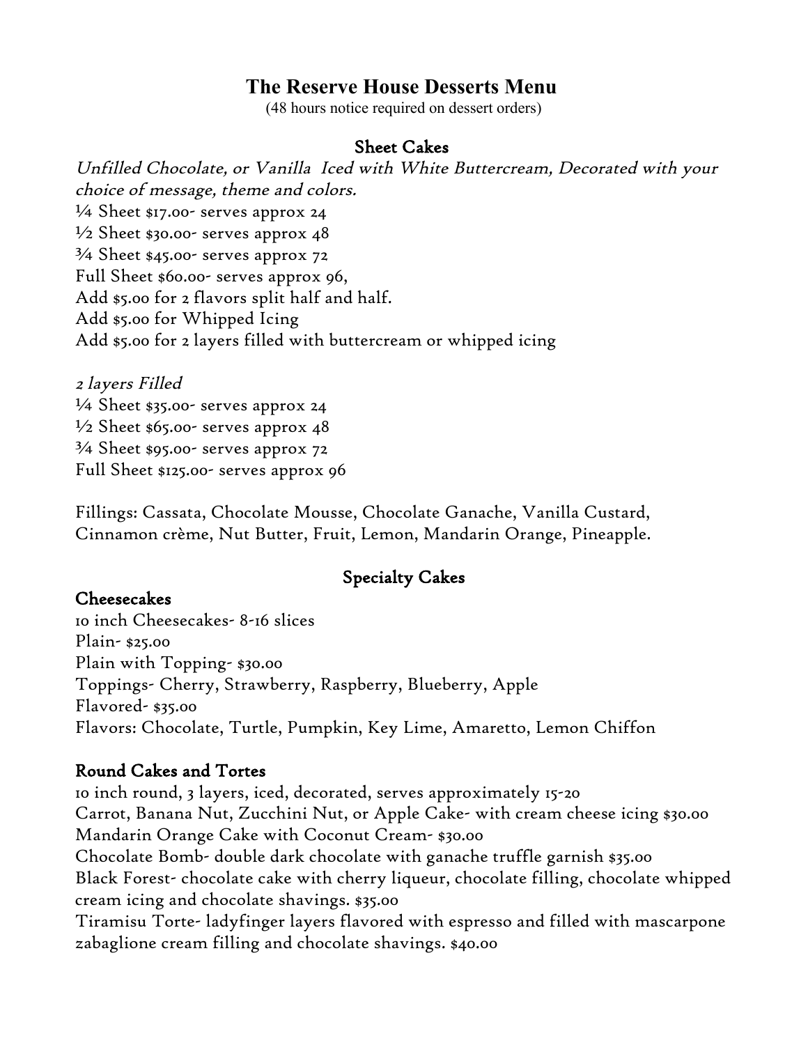# The Reserve House Desserts Menu

(48 hours notice required on dessert orders)

## Sheet Cakes

*Unfilled Chocolate, or Vanilla Iced with White Buttercream, Decorated with your choice of message, theme and colors.*

¼ Sheet $17.00- serves approx 24
½ Sheet $30.00- serves approx 48
¾ Sheet $45.00- serves approx 72
Full Sheet $60.00- serves approx 96,
Add $5.00 for 2 flavors split half and half.
Add $5.00 for Whipped Icing
Add $5.00 for 2 layers filled with buttercream or whipped icing

*2 layers Filled*

¼ Sheet $35.00- serves approx 24
½ Sheet $65.00- serves approx 48
¾ Sheet $95.00- serves approx 72
Full Sheet $125.00- serves approx 96

Fillings: Cassata, Chocolate Mousse, Chocolate Ganache, Vanilla Custard, Cinnamon crème, Nut Butter, Fruit, Lemon, Mandarin Orange, Pineapple.

## Specialty Cakes

### Cheesecakes

10 inch Cheesecakes- 8-16 slices
Plain- $25.00
Plain with Topping- $30.00
Toppings- Cherry, Strawberry, Raspberry, Blueberry, Apple
Flavored- $35.00
Flavors: Chocolate, Turtle, Pumpkin, Key Lime, Amaretto, Lemon Chiffon

### Round Cakes and Tortes

10 inch round, 3 layers, iced, decorated, serves approximately 15-20
Carrot, Banana Nut, Zucchini Nut, or Apple Cake- with cream cheese icing $30.00
Mandarin Orange Cake with Coconut Cream- $30.00
Chocolate Bomb- double dark chocolate with ganache truffle garnish $35.00
Black Forest- chocolate cake with cherry liqueur, chocolate filling, chocolate whipped cream icing and chocolate shavings. $35.00
Tiramisu Torte- ladyfinger layers flavored with espresso and filled with mascarpone zabaglione cream filling and chocolate shavings. $40.00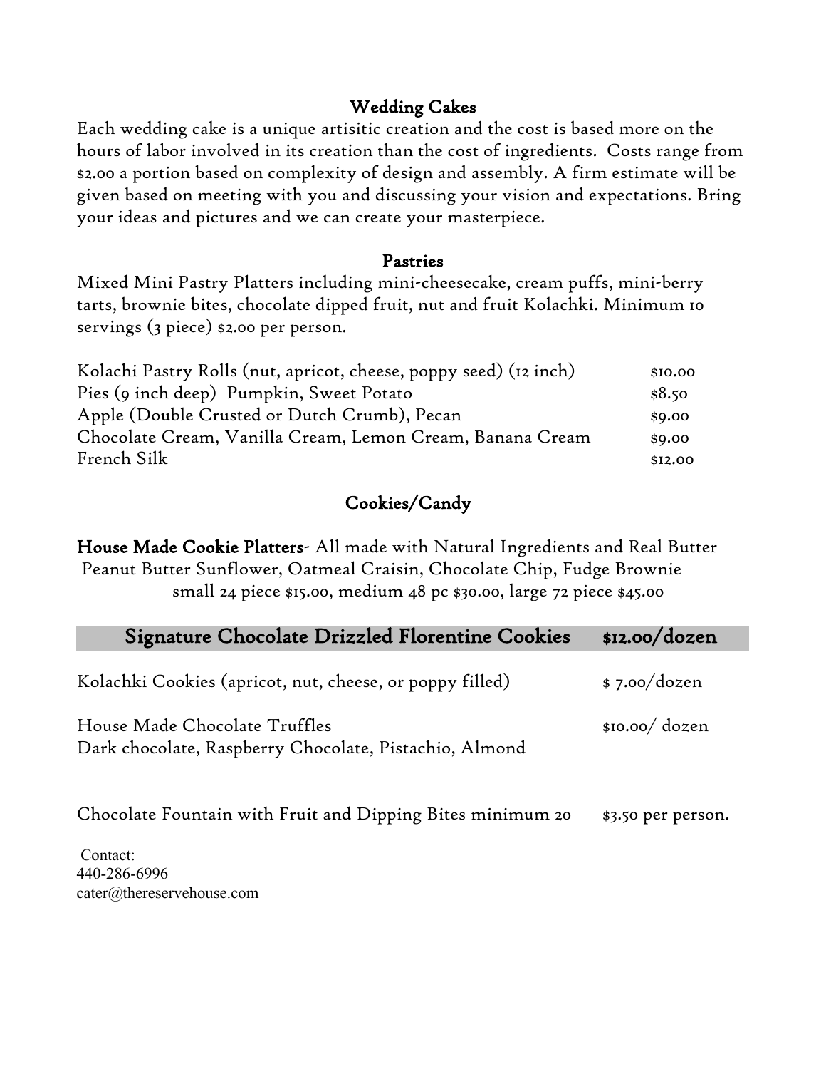## Wedding Cakes

Each wedding cake is a unique artisitic creation and the cost is based more on the hours of labor involved in its creation than the cost of ingredients. Costs range from $2.00 a portion based on complexity of design and assembly. A firm estimate will be given based on meeting with you and discussing your vision and expectations. Bring your ideas and pictures and we can create your masterpiece.

## Pastries

Mixed Mini Pastry Platters including mini-cheesecake, cream puffs, mini-berry tarts, brownie bites, chocolate dipped fruit, nut and fruit Kolachki. Minimum 10 servings (3 piece) $2.00 per person.

| | |
|---|---|
| Kolachi Pastry Rolls (nut, apricot, cheese, poppy seed) (12 inch) | $10.00 |
| Pies (9 inch deep) Pumpkin, Sweet Potato | $8.50 |
| Apple (Double Crusted or Dutch Crumb), Pecan | $9.00 |
| Chocolate Cream, Vanilla Cream, Lemon Cream, Banana Cream | $9.00 |
| French Silk | $12.00 |

## Cookies/Candy

**House Made Cookie Platters**- All made with Natural Ingredients and Real Butter
Peanut Butter Sunflower, Oatmeal Craisin, Chocolate Chip, Fudge Brownie
small 24 piece $15.00, medium 48 pc $30.00, large 72 piece $45.00

| | |
|---|---|
| **Signature Chocolate Drizzled Florentine Cookies** | **$12.00/dozen** |
| Kolachki Cookies (apricot, nut, cheese, or poppy filled) | $ 7.00/dozen |
| House Made Chocolate Truffles<br>Dark chocolate, Raspberry Chocolate, Pistachio, Almond | $10.00/ dozen |
| Chocolate Fountain with Fruit and Dipping Bites minimum 20 | $3.50 per person. |

Contact:
440-286-6996
cater@thereservehouse.com